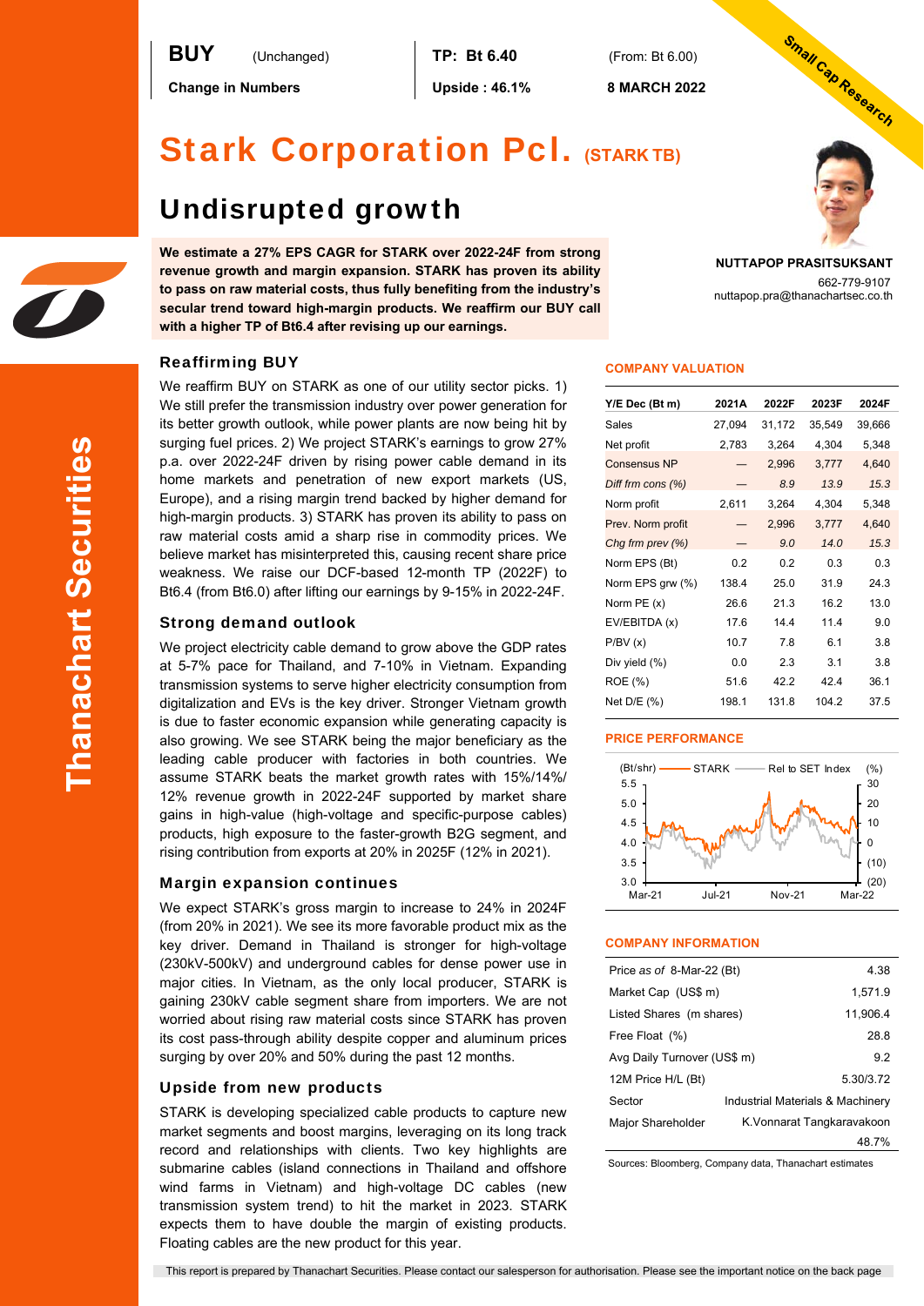**BUY** (Unchanged) | **TP: Bt 6.40** (From: Bt 6.00)

**Change in Numbers** | **Upside : 46.1%** | **8 MARCH 2022**

Small Cap Research

# Stark Corporation Pcl. (STARK TB)

## Undisrupted growth

**We estimate a 27% EPS CAGR for STARK over 2022-24F from strong revenue growth and margin expansion. STARK has proven its ability to pass on raw material costs, thus fully benefiting from the industry's secular trend toward high-margin products. We reaffirm our BUY call with a higher TP of Bt6.4 after revising up our earnings.**

**NUTTAPOP PRASITSUKSANT**
662-779-9107
nuttapop.pra@thanachartsec.co.th

### Reaffirming BUY

We reaffirm BUY on STARK as one of our utility sector picks. 1) We still prefer the transmission industry over power generation for its better growth outlook, while power plants are now being hit by surging fuel prices. 2) We project STARK's earnings to grow 27% p.a. over 2022-24F driven by rising power cable demand in its home markets and penetration of new export markets (US, Europe), and a rising margin trend backed by higher demand for high-margin products. 3) STARK has proven its ability to pass on raw material costs amid a sharp rise in commodity prices. We believe market has misinterpreted this, causing recent share price weakness. We raise our DCF-based 12-month TP (2022F) to Bt6.4 (from Bt6.0) after lifting our earnings by 9-15% in 2022-24F.

### Strong demand outlook

We project electricity cable demand to grow above the GDP rates at 5-7% pace for Thailand, and 7-10% in Vietnam. Expanding transmission systems to serve higher electricity consumption from digitalization and EVs is the key driver. Stronger Vietnam growth is due to faster economic expansion while generating capacity is also growing. We see STARK being the major beneficiary as the leading cable producer with factories in both countries. We assume STARK beats the market growth rates with 15%/14%/12% revenue growth in 2022-24F supported by market share gains in high-value (high-voltage and specific-purpose cables) products, high exposure to the faster-growth B2G segment, and rising contribution from exports at 20% in 2025F (12% in 2021).

### Margin expansion continues

We expect STARK's gross margin to increase to 24% in 2024F (from 20% in 2021). We see its more favorable product mix as the key driver. Demand in Thailand is stronger for high-voltage (230kV-500kV) and underground cables for dense power use in major cities. In Vietnam, as the only local producer, STARK is gaining 230kV cable segment share from importers. We are not worried about rising raw material costs since STARK has proven its cost pass-through ability despite copper and aluminum prices surging by over 20% and 50% during the past 12 months.

### Upside from new products

STARK is developing specialized cable products to capture new market segments and boost margins, leveraging on its long track record and relationships with clients. Two key highlights are submarine cables (island connections in Thailand and offshore wind farms in Vietnam) and high-voltage DC cables (new transmission system trend) to hit the market in 2023. STARK expects them to have double the margin of existing products. Floating cables are the new product for this year.

### COMPANY VALUATION

| Y/E Dec (Bt m) | 2021A | 2022F | 2023F | 2024F |
|---|---|---|---|---|
| Sales | 27,094 | 31,172 | 35,549 | 39,666 |
| Net profit | 2,783 | 3,264 | 4,304 | 5,348 |
| Consensus NP | — | 2,996 | 3,777 | 4,640 |
| *Diff frm cons (%)* | — | *8.9* | *13.9* | *15.3* |
| Norm profit | 2,611 | 3,264 | 4,304 | 5,348 |
| Prev. Norm profit | — | 2,996 | 3,777 | 4,640 |
| *Chg frm prev (%)* | — | *9.0* | *14.0* | *15.3* |
| Norm EPS (Bt) | 0.2 | 0.2 | 0.3 | 0.3 |
| Norm EPS grw (%) | 138.4 | 25.0 | 31.9 | 24.3 |
| Norm PE (x) | 26.6 | 21.3 | 16.2 | 13.0 |
| EV/EBITDA (x) | 17.6 | 14.4 | 11.4 | 9.0 |
| P/BV (x) | 10.7 | 7.8 | 6.1 | 3.8 |
| Div yield (%) | 0.0 | 2.3 | 3.1 | 3.8 |
| ROE (%) | 51.6 | 42.2 | 42.4 | 36.1 |
| Net D/E (%) | 198.1 | 131.8 | 104.2 | 37.5 |

### PRICE PERFORMANCE

(Bt/shr) — STARK — Rel to SET Index (%)

### COMPANY INFORMATION

| | |
|---|---|
| Price *as of* 8-Mar-22 (Bt) | 4.38 |
| Market Cap (US$ m) | 1,571.9 |
| Listed Shares (m shares) | 11,906.4 |
| Free Float (%) | 28.8 |
| Avg Daily Turnover (US$ m) | 9.2 |
| 12M Price H/L (Bt) | 5.30/3.72 |
| Sector | Industrial Materials & Machinery |
| Major Shareholder | K.Vonnarat Tangkaravakoon 48.7% |

Sources: Bloomberg, Company data, Thanachart estimates

This report is prepared by Thanachart Securities. Please contact our salesperson for authorisation. Please see the important notice on the back page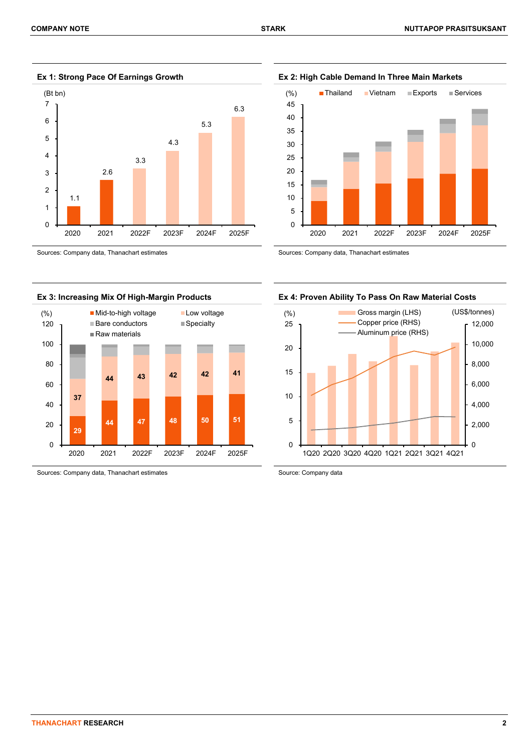### Ex 1: Strong Pace Of Earnings Growth

(Bt bn)

| Year | Earnings (Bt bn) |
|---|---|
| 2020 | 1.1 |
| 2021 | 2.6 |
| 2022F | 3.3 |
| 2023F | 4.3 |
| 2024F | 5.3 |
| 2025F | 6.3 |

Sources: Company data, Thanachart estimates

### Ex 2: High Cable Demand In Three Main Markets

(%) Thailand, Vietnam, Exports, Services

Sources: Company data, Thanachart estimates

### Ex 3: Increasing Mix Of High-Margin Products

(%) Mid-to-high voltage, Low voltage, Bare conductors, Specialty, Raw materials

| Year | Mid-to-high voltage | Low voltage |
|---|---|---|
| 2020 | 29 | 37 |
| 2021 | 44 | 44 |
| 2022F | 47 | 43 |
| 2023F | 48 | 42 |
| 2024F | 50 | 42 |
| 2025F | 51 | 41 |

Sources: Company data, Thanachart estimates

### Ex 4: Proven Ability To Pass On Raw Material Costs

(%) Gross margin (LHS); (US$/tonnes) Copper price (RHS), Aluminum price (RHS)

1Q20 2Q20 3Q20 4Q20 1Q21 2Q21 3Q21 4Q21

Source: Company data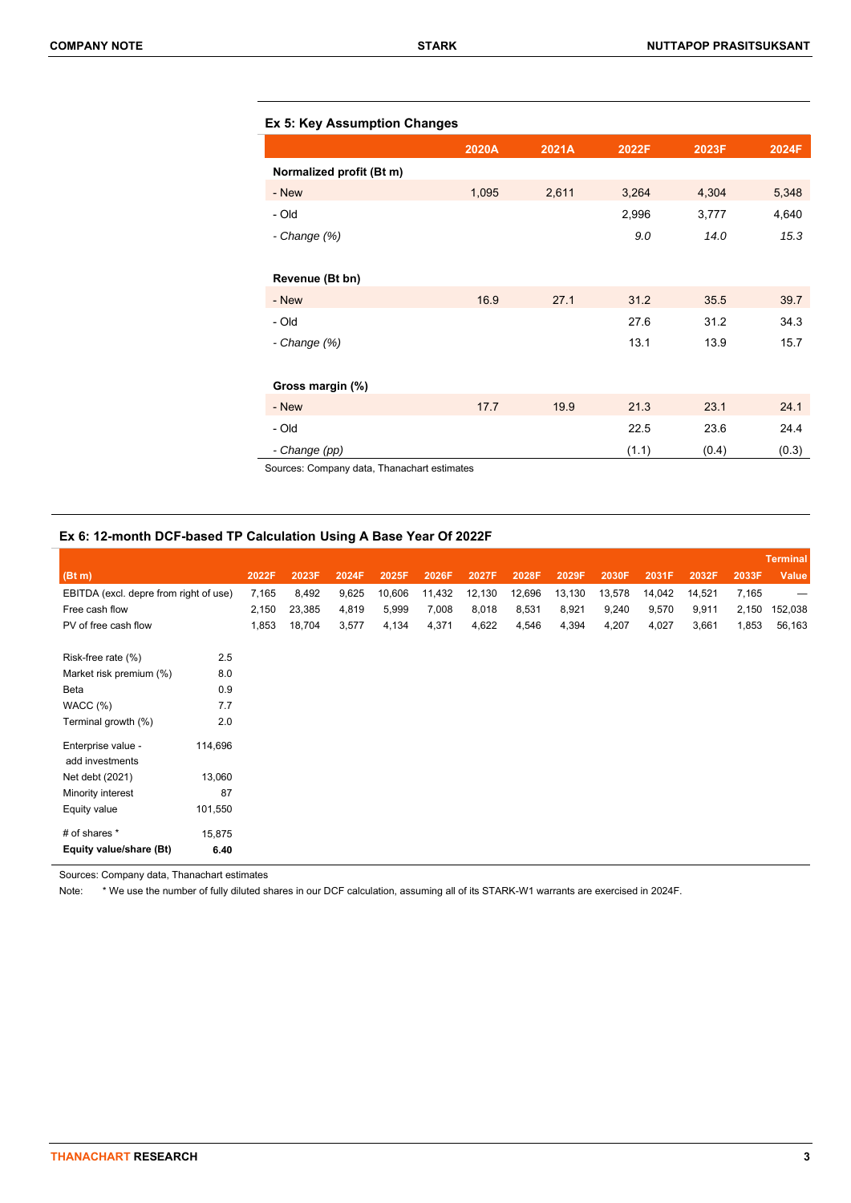## Ex 5: Key Assumption Changes

| | 2020A | 2021A | 2022F | 2023F | 2024F |
|---|---|---|---|---|---|
| **Normalized profit (Bt m)** | | | | | |
| - New | 1,095 | 2,611 | 3,264 | 4,304 | 5,348 |
| - Old | | | 2,996 | 3,777 | 4,640 |
| *- Change (%)* | | | *9.0* | *14.0* | *15.3* |
| | | | | | |
| **Revenue (Bt bn)** | | | | | |
| - New | 16.9 | 27.1 | 31.2 | 35.5 | 39.7 |
| - Old | | | 27.6 | 31.2 | 34.3 |
| *- Change (%)* | | | 13.1 | 13.9 | 15.7 |
| | | | | | |
| **Gross margin (%)** | | | | | |
| - New | 17.7 | 19.9 | 21.3 | 23.1 | 24.1 |
| - Old | | | 22.5 | 23.6 | 24.4 |
| *- Change (pp)* | | | (1.1) | (0.4) | (0.3) |

Sources: Company data, Thanachart estimates

## Ex 6: 12-month DCF-based TP Calculation Using A Base Year Of 2022F

| (Bt m) | | 2022F | 2023F | 2024F | 2025F | 2026F | 2027F | 2028F | 2029F | 2030F | 2031F | 2032F | 2033F | Terminal Value |
|---|---|---|---|---|---|---|---|---|---|---|---|---|---|---|
| EBITDA (excl. depre from right of use) | | 7,165 | 8,492 | 9,625 | 10,606 | 11,432 | 12,130 | 12,696 | 13,130 | 13,578 | 14,042 | 14,521 | 7,165 | — |
| Free cash flow | | 2,150 | 23,385 | 4,819 | 5,999 | 7,008 | 8,018 | 8,531 | 8,921 | 9,240 | 9,570 | 9,911 | 2,150 | 152,038 |
| PV of free cash flow | | 1,853 | 18,704 | 3,577 | 4,134 | 4,371 | 4,622 | 4,546 | 4,394 | 4,207 | 4,027 | 3,661 | 1,853 | 56,163 |
| | | | | | | | | | | | | | | |
| Risk-free rate (%) | 2.5 | | | | | | | | | | | | | |
| Market risk premium (%) | 8.0 | | | | | | | | | | | | | |
| Beta | 0.9 | | | | | | | | | | | | | |
| WACC (%) | 7.7 | | | | | | | | | | | | | |
| Terminal growth (%) | 2.0 | | | | | | | | | | | | | |
| | | | | | | | | | | | | | | |
| Enterprise value - add investments | 114,696 | | | | | | | | | | | | | |
| Net debt (2021) | 13,060 | | | | | | | | | | | | | |
| Minority interest | 87 | | | | | | | | | | | | | |
| Equity value | 101,550 | | | | | | | | | | | | | |
| | | | | | | | | | | | | | | |
| # of shares * | 15,875 | | | | | | | | | | | | | |
| **Equity value/share (Bt)** | **6.40** | | | | | | | | | | | | | |

Sources: Company data, Thanachart estimates

Note: * We use the number of fully diluted shares in our DCF calculation, assuming all of its STARK-W1 warrants are exercised in 2024F.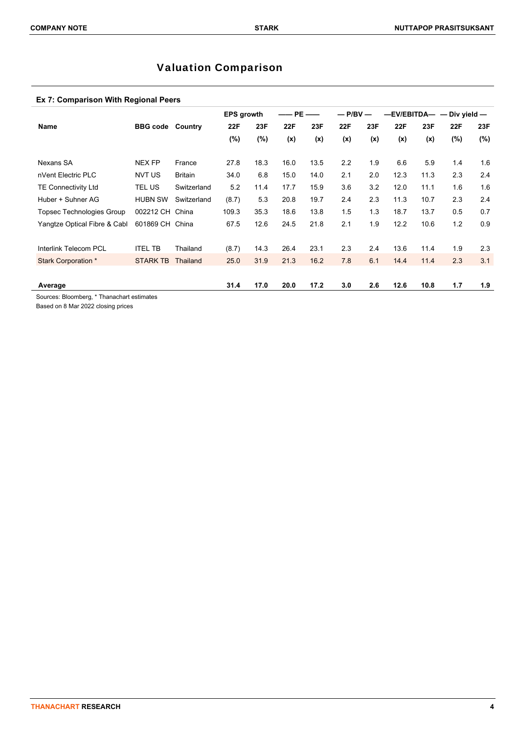## Valuation Comparison

### Ex 7: Comparison With Regional Peers

| Name | BBG code | Country | EPS growth | | PE | | P/BV | | EV/EBITDA | | Div yield | |
|---|---|---|---|---|---|---|---|---|---|---|---|---|
| | | | 22F | 23F | 22F | 23F | 22F | 23F | 22F | 23F | 22F | 23F |
| | | | (%) | (%) | (x) | (x) | (x) | (x) | (x) | (x) | (%) | (%) |
| Nexans SA | NEX FP | France | 27.8 | 18.3 | 16.0 | 13.5 | 2.2 | 1.9 | 6.6 | 5.9 | 1.4 | 1.6 |
| nVent Electric PLC | NVT US | Britain | 34.0 | 6.8 | 15.0 | 14.0 | 2.1 | 2.0 | 12.3 | 11.3 | 2.3 | 2.4 |
| TE Connectivity Ltd | TEL US | Switzerland | 5.2 | 11.4 | 17.7 | 15.9 | 3.6 | 3.2 | 12.0 | 11.1 | 1.6 | 1.6 |
| Huber + Suhner AG | HUBN SW | Switzerland | (8.7) | 5.3 | 20.8 | 19.7 | 2.4 | 2.3 | 11.3 | 10.7 | 2.3 | 2.4 |
| Topsec Technologies Group | 002212 CH | China | 109.3 | 35.3 | 18.6 | 13.8 | 1.5 | 1.3 | 18.7 | 13.7 | 0.5 | 0.7 |
| Yangtze Optical Fibre & Cabl | 601869 CH | China | 67.5 | 12.6 | 24.5 | 21.8 | 2.1 | 1.9 | 12.2 | 10.6 | 1.2 | 0.9 |
| Interlink Telecom PCL | ITEL TB | Thailand | (8.7) | 14.3 | 26.4 | 23.1 | 2.3 | 2.4 | 13.6 | 11.4 | 1.9 | 2.3 |
| Stark Corporation * | STARK TB | Thailand | 25.0 | 31.9 | 21.3 | 16.2 | 7.8 | 6.1 | 14.4 | 11.4 | 2.3 | 3.1 |
| **Average** | | | **31.4** | **17.0** | **20.0** | **17.2** | **3.0** | **2.6** | **12.6** | **10.8** | **1.7** | **1.9** |

Sources: Bloomberg, * Thanachart estimates
Based on 8 Mar 2022 closing prices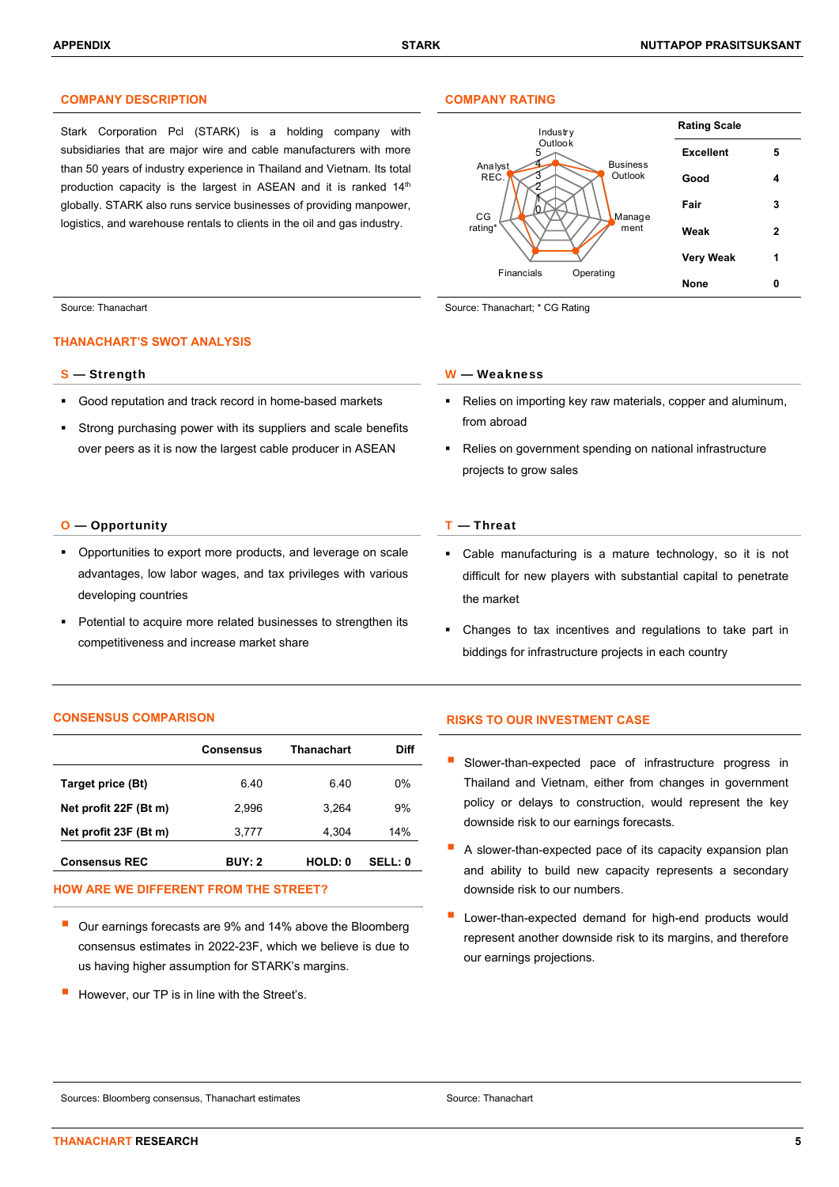## COMPANY DESCRIPTION

Stark Corporation Pcl (STARK) is a holding company with subsidiaries that are major wire and cable manufacturers with more than 50 years of industry experience in Thailand and Vietnam. Its total production capacity is the largest in ASEAN and it is ranked 14th globally. STARK also runs service businesses of providing manpower, logistics, and warehouse rentals to clients in the oil and gas industry.

Source: Thanachart

## COMPANY RATING

Industry Outlook, Business Outlook, Manage ment, Operating, Financials, CG rating*, Analyst REC.

| Rating Scale | |
|---|---|
| Excellent | 5 |
| Good | 4 |
| Fair | 3 |
| Weak | 2 |
| Very Weak | 1 |
| None | 0 |

Source: Thanachart; * CG Rating

## THANACHART'S SWOT ANALYSIS

### S — Strength

- Good reputation and track record in home-based markets
- Strong purchasing power with its suppliers and scale benefits over peers as it is now the largest cable producer in ASEAN

### W — Weakness

- Relies on importing key raw materials, copper and aluminum, from abroad
- Relies on government spending on national infrastructure projects to grow sales

### O — Opportunity

- Opportunities to export more products, and leverage on scale advantages, low labor wages, and tax privileges with various developing countries
- Potential to acquire more related businesses to strengthen its competitiveness and increase market share

### T — Threat

- Cable manufacturing is a mature technology, so it is not difficult for new players with substantial capital to penetrate the market
- Changes to tax incentives and regulations to take part in biddings for infrastructure projects in each country

## CONSENSUS COMPARISON

| | Consensus | Thanachart | Diff |
|---|---|---|---|
| **Target price (Bt)** | 6.40 | 6.40 | 0% |
| **Net profit 22F (Bt m)** | 2,996 | 3,264 | 9% |
| **Net profit 23F (Bt m)** | 3,777 | 4,304 | 14% |
| **Consensus REC** | **BUY: 2** | **HOLD: 0** | **SELL: 0** |

## HOW ARE WE DIFFERENT FROM THE STREET?

- Our earnings forecasts are 9% and 14% above the Bloomberg consensus estimates in 2022-23F, which we believe is due to us having higher assumption for STARK's margins.
- However, our TP is in line with the Street's.

Sources: Bloomberg consensus, Thanachart estimates

## RISKS TO OUR INVESTMENT CASE

- Slower-than-expected pace of infrastructure progress in Thailand and Vietnam, either from changes in government policy or delays to construction, would represent the key downside risk to our earnings forecasts.
- A slower-than-expected pace of its capacity expansion plan and ability to build new capacity represents a secondary downside risk to our numbers.
- Lower-than-expected demand for high-end products would represent another downside risk to its margins, and therefore our earnings projections.

Source: Thanachart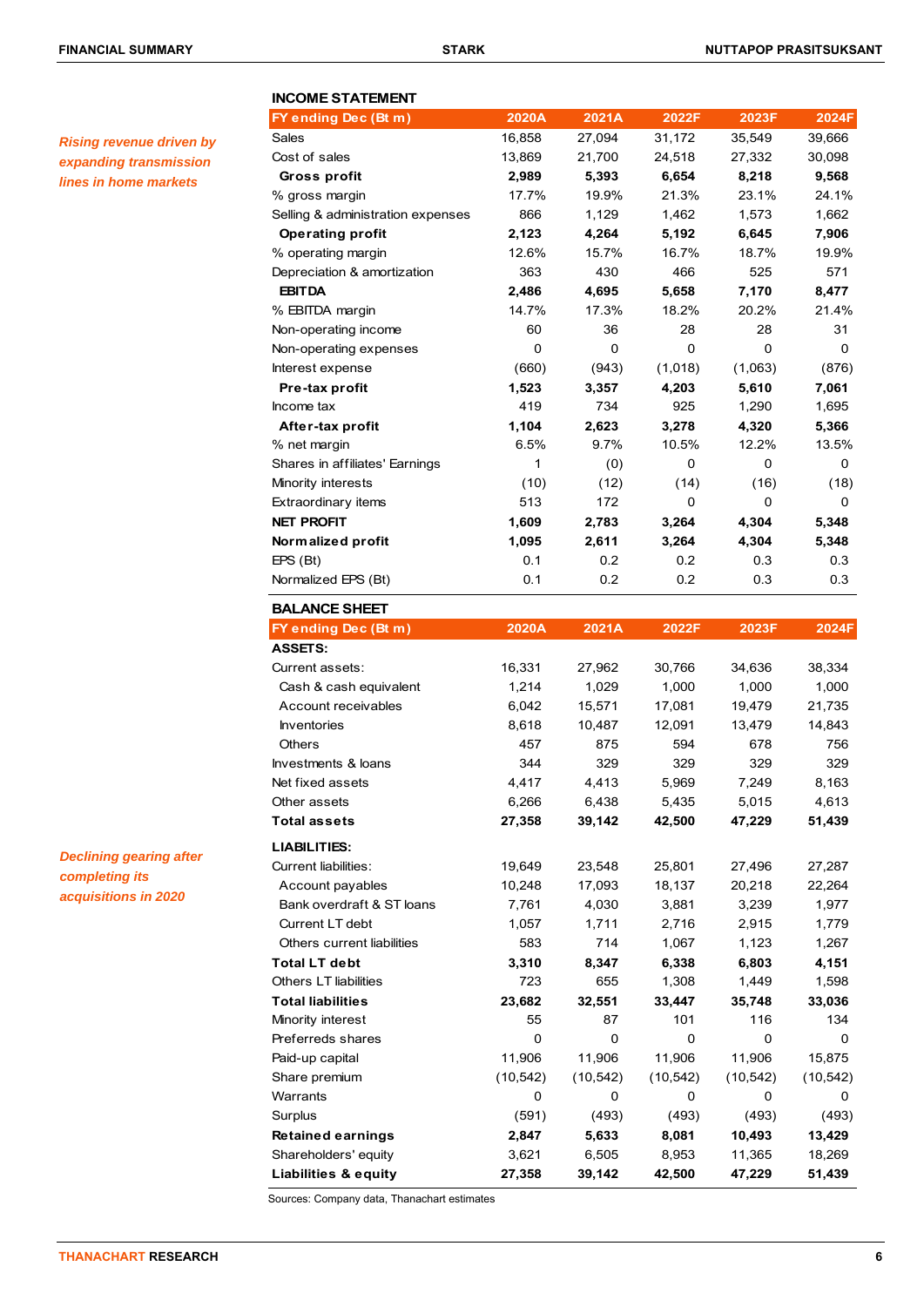*Rising revenue driven by expanding transmission lines in home markets*

### INCOME STATEMENT

| FY ending Dec (Bt m) | 2020A | 2021A | 2022F | 2023F | 2024F |
|---|---|---|---|---|---|
| Sales | 16,858 | 27,094 | 31,172 | 35,549 | 39,666 |
| Cost of sales | 13,869 | 21,700 | 24,518 | 27,332 | 30,098 |
| **Gross profit** | **2,989** | **5,393** | **6,654** | **8,218** | **9,568** |
| % gross margin | 17.7% | 19.9% | 21.3% | 23.1% | 24.1% |
| Selling & administration expenses | 866 | 1,129 | 1,462 | 1,573 | 1,662 |
| **Operating profit** | **2,123** | **4,264** | **5,192** | **6,645** | **7,906** |
| % operating margin | 12.6% | 15.7% | 16.7% | 18.7% | 19.9% |
| Depreciation & amortization | 363 | 430 | 466 | 525 | 571 |
| **EBITDA** | **2,486** | **4,695** | **5,658** | **7,170** | **8,477** |
| % EBITDA margin | 14.7% | 17.3% | 18.2% | 20.2% | 21.4% |
| Non-operating income | 60 | 36 | 28 | 28 | 31 |
| Non-operating expenses | 0 | 0 | 0 | 0 | 0 |
| Interest expense | (660) | (943) | (1,018) | (1,063) | (876) |
| **Pre-tax profit** | **1,523** | **3,357** | **4,203** | **5,610** | **7,061** |
| Income tax | 419 | 734 | 925 | 1,290 | 1,695 |
| **After-tax profit** | **1,104** | **2,623** | **3,278** | **4,320** | **5,366** |
| % net margin | 6.5% | 9.7% | 10.5% | 12.2% | 13.5% |
| Shares in affiliates' Earnings | 1 | (0) | 0 | 0 | 0 |
| Minority interests | (10) | (12) | (14) | (16) | (18) |
| Extraordinary items | 513 | 172 | 0 | 0 | 0 |
| **NET PROFIT** | **1,609** | **2,783** | **3,264** | **4,304** | **5,348** |
| **Normalized profit** | **1,095** | **2,611** | **3,264** | **4,304** | **5,348** |
| EPS (Bt) | 0.1 | 0.2 | 0.2 | 0.3 | 0.3 |
| Normalized EPS (Bt) | 0.1 | 0.2 | 0.2 | 0.3 | 0.3 |

*Declining gearing after completing its acquisitions in 2020*

### BALANCE SHEET

| FY ending Dec (Bt m) | 2020A | 2021A | 2022F | 2023F | 2024F |
|---|---|---|---|---|---|
| **ASSETS:** | | | | | |
| Current assets: | 16,331 | 27,962 | 30,766 | 34,636 | 38,334 |
| Cash & cash equivalent | 1,214 | 1,029 | 1,000 | 1,000 | 1,000 |
| Account receivables | 6,042 | 15,571 | 17,081 | 19,479 | 21,735 |
| Inventories | 8,618 | 10,487 | 12,091 | 13,479 | 14,843 |
| Others | 457 | 875 | 594 | 678 | 756 |
| Investments & loans | 344 | 329 | 329 | 329 | 329 |
| Net fixed assets | 4,417 | 4,413 | 5,969 | 7,249 | 8,163 |
| Other assets | 6,266 | 6,438 | 5,435 | 5,015 | 4,613 |
| **Total assets** | **27,358** | **39,142** | **42,500** | **47,229** | **51,439** |
| **LIABILITIES:** | | | | | |
| Current liabilities: | 19,649 | 23,548 | 25,801 | 27,496 | 27,287 |
| Account payables | 10,248 | 17,093 | 18,137 | 20,218 | 22,264 |
| Bank overdraft & ST loans | 7,761 | 4,030 | 3,881 | 3,239 | 1,977 |
| Current LT debt | 1,057 | 1,711 | 2,716 | 2,915 | 1,779 |
| Others current liabilities | 583 | 714 | 1,067 | 1,123 | 1,267 |
| **Total LT debt** | **3,310** | **8,347** | **6,338** | **6,803** | **4,151** |
| Others LT liabilities | 723 | 655 | 1,308 | 1,449 | 1,598 |
| **Total liabilities** | **23,682** | **32,551** | **33,447** | **35,748** | **33,036** |
| Minority interest | 55 | 87 | 101 | 116 | 134 |
| Preferreds shares | 0 | 0 | 0 | 0 | 0 |
| Paid-up capital | 11,906 | 11,906 | 11,906 | 11,906 | 15,875 |
| Share premium | (10,542) | (10,542) | (10,542) | (10,542) | (10,542) |
| Warrants | 0 | 0 | 0 | 0 | 0 |
| Surplus | (591) | (493) | (493) | (493) | (493) |
| **Retained earnings** | **2,847** | **5,633** | **8,081** | **10,493** | **13,429** |
| Shareholders' equity | 3,621 | 6,505 | 8,953 | 11,365 | 18,269 |
| **Liabilities & equity** | **27,358** | **39,142** | **42,500** | **47,229** | **51,439** |

Sources: Company data, Thanachart estimates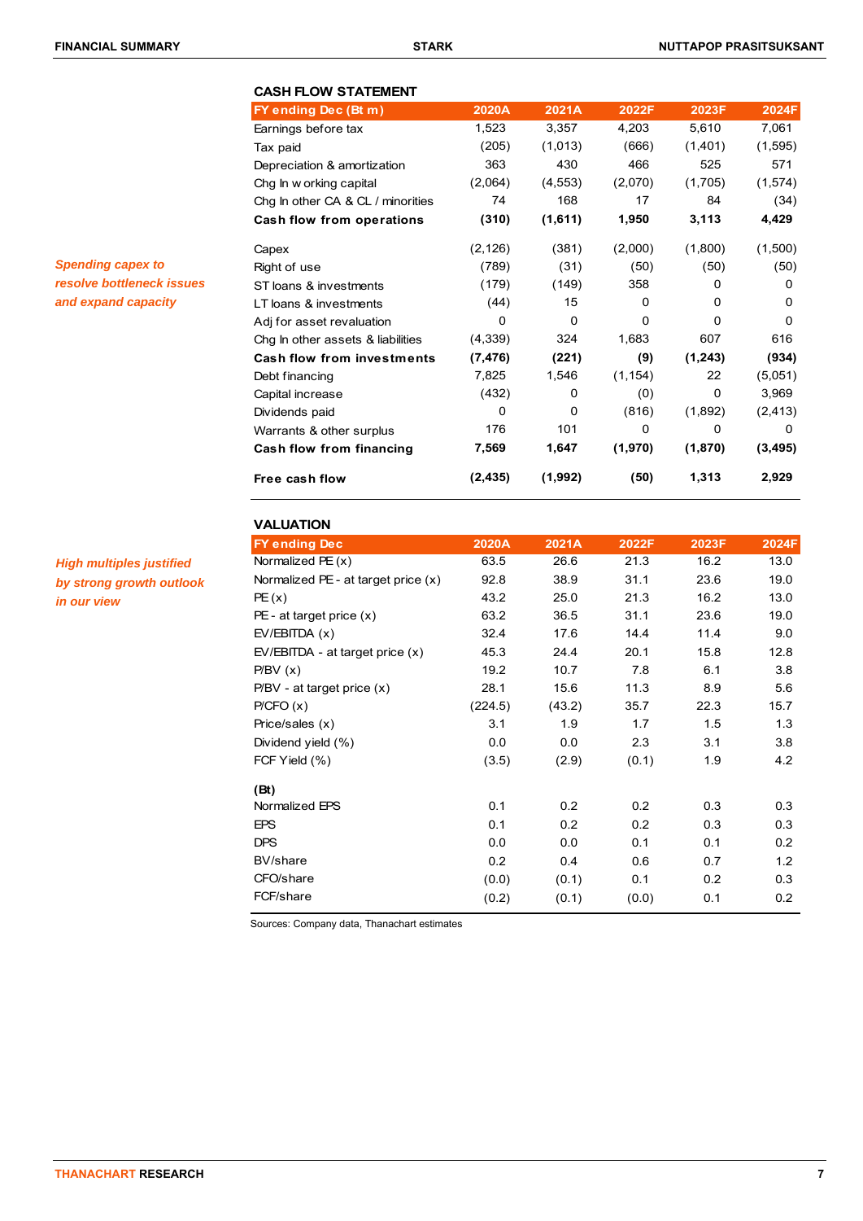*Spending capex to resolve bottleneck issues and expand capacity*

### CASH FLOW STATEMENT

| FY ending Dec (Bt m) | 2020A | 2021A | 2022F | 2023F | 2024F |
|---|---|---|---|---|---|
| Earnings before tax | 1,523 | 3,357 | 4,203 | 5,610 | 7,061 |
| Tax paid | (205) | (1,013) | (666) | (1,401) | (1,595) |
| Depreciation & amortization | 363 | 430 | 466 | 525 | 571 |
| Chg In working capital | (2,064) | (4,553) | (2,070) | (1,705) | (1,574) |
| Chg In other CA & CL / minorities | 74 | 168 | 17 | 84 | (34) |
| **Cash flow from operations** | **(310)** | **(1,611)** | **1,950** | **3,113** | **4,429** |
| Capex | (2,126) | (381) | (2,000) | (1,800) | (1,500) |
| Right of use | (789) | (31) | (50) | (50) | (50) |
| ST loans & investments | (179) | (149) | 358 | 0 | 0 |
| LT loans & investments | (44) | 15 | 0 | 0 | 0 |
| Adj for asset revaluation | 0 | 0 | 0 | 0 | 0 |
| Chg In other assets & liabilities | (4,339) | 324 | 1,683 | 607 | 616 |
| **Cash flow from investments** | **(7,476)** | **(221)** | **(9)** | **(1,243)** | **(934)** |
| Debt financing | 7,825 | 1,546 | (1,154) | 22 | (5,051) |
| Capital increase | (432) | 0 | (0) | 0 | 3,969 |
| Dividends paid | 0 | 0 | (816) | (1,892) | (2,413) |
| Warrants & other surplus | 176 | 101 | 0 | 0 | 0 |
| **Cash flow from financing** | **7,569** | **1,647** | **(1,970)** | **(1,870)** | **(3,495)** |
| **Free cash flow** | **(2,435)** | **(1,992)** | **(50)** | **1,313** | **2,929** |

*High multiples justified by strong growth outlook in our view*

### VALUATION

| FY ending Dec | 2020A | 2021A | 2022F | 2023F | 2024F |
|---|---|---|---|---|---|
| Normalized PE (x) | 63.5 | 26.6 | 21.3 | 16.2 | 13.0 |
| Normalized PE - at target price (x) | 92.8 | 38.9 | 31.1 | 23.6 | 19.0 |
| PE (x) | 43.2 | 25.0 | 21.3 | 16.2 | 13.0 |
| PE - at target price (x) | 63.2 | 36.5 | 31.1 | 23.6 | 19.0 |
| EV/EBITDA (x) | 32.4 | 17.6 | 14.4 | 11.4 | 9.0 |
| EV/EBITDA - at target price (x) | 45.3 | 24.4 | 20.1 | 15.8 | 12.8 |
| P/BV (x) | 19.2 | 10.7 | 7.8 | 6.1 | 3.8 |
| P/BV - at target price (x) | 28.1 | 15.6 | 11.3 | 8.9 | 5.6 |
| P/CFO (x) | (224.5) | (43.2) | 35.7 | 22.3 | 15.7 |
| Price/sales (x) | 3.1 | 1.9 | 1.7 | 1.5 | 1.3 |
| Dividend yield (%) | 0.0 | 0.0 | 2.3 | 3.1 | 3.8 |
| FCF Yield (%) | (3.5) | (2.9) | (0.1) | 1.9 | 4.2 |
| **(Bt)** | | | | | |
| Normalized EPS | 0.1 | 0.2 | 0.2 | 0.3 | 0.3 |
| EPS | 0.1 | 0.2 | 0.2 | 0.3 | 0.3 |
| DPS | 0.0 | 0.0 | 0.1 | 0.1 | 0.2 |
| BV/share | 0.2 | 0.4 | 0.6 | 0.7 | 1.2 |
| CFO/share | (0.0) | (0.1) | 0.1 | 0.2 | 0.3 |
| FCF/share | (0.2) | (0.1) | (0.0) | 0.1 | 0.2 |

Sources: Company data, Thanachart estimates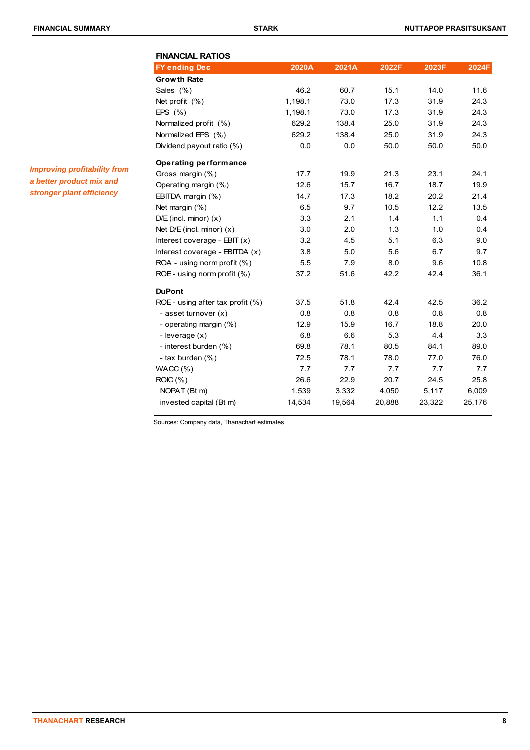*Improving profitability from a better product mix and stronger plant efficiency*

## FINANCIAL RATIOS

| FY ending Dec | 2020A | 2021A | 2022F | 2023F | 2024F |
|---|---|---|---|---|---|
| **Growth Rate** | | | | | |
| Sales (%) | 46.2 | 60.7 | 15.1 | 14.0 | 11.6 |
| Net profit (%) | 1,198.1 | 73.0 | 17.3 | 31.9 | 24.3 |
| EPS (%) | 1,198.1 | 73.0 | 17.3 | 31.9 | 24.3 |
| Normalized profit (%) | 629.2 | 138.4 | 25.0 | 31.9 | 24.3 |
| Normalized EPS (%) | 629.2 | 138.4 | 25.0 | 31.9 | 24.3 |
| Dividend payout ratio (%) | 0.0 | 0.0 | 50.0 | 50.0 | 50.0 |
| **Operating performance** | | | | | |
| Gross margin (%) | 17.7 | 19.9 | 21.3 | 23.1 | 24.1 |
| Operating margin (%) | 12.6 | 15.7 | 16.7 | 18.7 | 19.9 |
| EBITDA margin (%) | 14.7 | 17.3 | 18.2 | 20.2 | 21.4 |
| Net margin (%) | 6.5 | 9.7 | 10.5 | 12.2 | 13.5 |
| D/E (incl. minor) (x) | 3.3 | 2.1 | 1.4 | 1.1 | 0.4 |
| Net D/E (incl. minor) (x) | 3.0 | 2.0 | 1.3 | 1.0 | 0.4 |
| Interest coverage - EBIT (x) | 3.2 | 4.5 | 5.1 | 6.3 | 9.0 |
| Interest coverage - EBITDA (x) | 3.8 | 5.0 | 5.6 | 6.7 | 9.7 |
| ROA - using norm profit (%) | 5.5 | 7.9 | 8.0 | 9.6 | 10.8 |
| ROE - using norm profit (%) | 37.2 | 51.6 | 42.2 | 42.4 | 36.1 |
| **DuPont** | | | | | |
| ROE - using after tax profit (%) | 37.5 | 51.8 | 42.4 | 42.5 | 36.2 |
| - asset turnover (x) | 0.8 | 0.8 | 0.8 | 0.8 | 0.8 |
| - operating margin (%) | 12.9 | 15.9 | 16.7 | 18.8 | 20.0 |
| - leverage (x) | 6.8 | 6.6 | 5.3 | 4.4 | 3.3 |
| - interest burden (%) | 69.8 | 78.1 | 80.5 | 84.1 | 89.0 |
| - tax burden (%) | 72.5 | 78.1 | 78.0 | 77.0 | 76.0 |
| WACC (%) | 7.7 | 7.7 | 7.7 | 7.7 | 7.7 |
| ROIC (%) | 26.6 | 22.9 | 20.7 | 24.5 | 25.8 |
| NOPAT (Bt m) | 1,539 | 3,332 | 4,050 | 5,117 | 6,009 |
| invested capital (Bt m) | 14,534 | 19,564 | 20,888 | 23,322 | 25,176 |

Sources: Company data, Thanachart estimates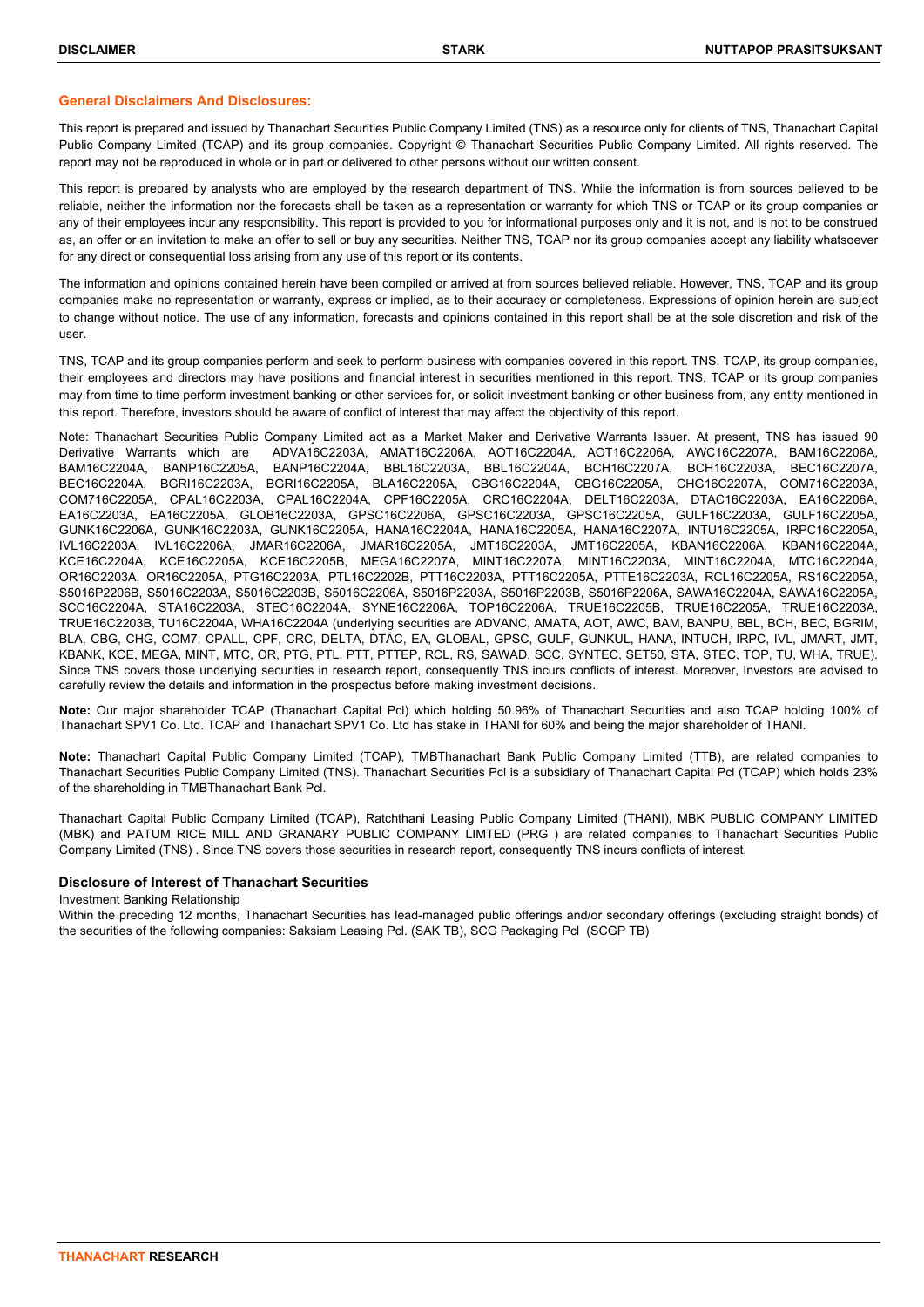## General Disclaimers And Disclosures:

This report is prepared and issued by Thanachart Securities Public Company Limited (TNS) as a resource only for clients of TNS, Thanachart Capital Public Company Limited (TCAP) and its group companies. Copyright © Thanachart Securities Public Company Limited. All rights reserved. The report may not be reproduced in whole or in part or delivered to other persons without our written consent.

This report is prepared by analysts who are employed by the research department of TNS. While the information is from sources believed to be reliable, neither the information nor the forecasts shall be taken as a representation or warranty for which TNS or TCAP or its group companies or any of their employees incur any responsibility. This report is provided to you for informational purposes only and it is not, and is not to be construed as, an offer or an invitation to make an offer to sell or buy any securities. Neither TNS, TCAP nor its group companies accept any liability whatsoever for any direct or consequential loss arising from any use of this report or its contents.

The information and opinions contained herein have been compiled or arrived at from sources believed reliable. However, TNS, TCAP and its group companies make no representation or warranty, express or implied, as to their accuracy or completeness. Expressions of opinion herein are subject to change without notice. The use of any information, forecasts and opinions contained in this report shall be at the sole discretion and risk of the user.

TNS, TCAP and its group companies perform and seek to perform business with companies covered in this report. TNS, TCAP, its group companies, their employees and directors may have positions and financial interest in securities mentioned in this report. TNS, TCAP or its group companies may from time to time perform investment banking or other services for, or solicit investment banking or other business from, any entity mentioned in this report. Therefore, investors should be aware of conflict of interest that may affect the objectivity of this report.

Note: Thanachart Securities Public Company Limited act as a Market Maker and Derivative Warrants Issuer. At present, TNS has issued 90 Derivative Warrants which are ADVA16C2203A, AMAT16C2206A, AOT16C2204A, AOT16C2206A, AWC16C2207A, BAM16C2206A, BAM16C2204A, BANP16C2205A, BANP16C2204A, BBL16C2203A, BBL16C2204A, BCH16C2207A, BCH16C2203A, BEC16C2207A, BEC16C2204A, BGRI16C2203A, BGRI16C2205A, BLA16C2205A, CBG16C2204A, CBG16C2205A, CHG16C2207A, COM716C2203A, COM716C2205A, CPAL16C2203A, CPAL16C2204A, CPF16C2205A, CRC16C2204A, DELT16C2203A, DTAC16C2203A, EA16C2206A, EA16C2203A, EA16C2205A, GLOB16C2203A, GPSC16C2206A, GPSC16C2203A, GPSC16C2205A, GULF16C2203A, GULF16C2205A, GUNK16C2206A, GUNK16C2203A, GUNK16C2205A, HANA16C2204A, HANA16C2205A, HANA16C2207A, INTU16C2205A, IRPC16C2205A, IVL16C2203A, IVL16C2206A, JMAR16C2206A, JMAR16C2205A, JMT16C2203A, JMT16C2205A, KBAN16C2206A, KBAN16C2204A, KCE16C2204A, KCE16C2205A, KCE16C2205B, MEGA16C2207A, MINT16C2207A, MINT16C2203A, MINT16C2204A, MTC16C2204A, OR16C2203A, OR16C2205A, PTG16C2203A, PTL16C2202B, PTT16C2203A, PTT16C2205A, PTTE16C2203A, RCL16C2205A, RS16C2205A, S5016P2206B, S5016C2203A, S5016C2203B, S5016C2206A, S5016P2203A, S5016P2203B, S5016P2206A, SAWA16C2204A, SAWA16C2205A, SCC16C2204A, STA16C2203A, STEC16C2204A, SYNE16C2206A, TOP16C2206A, TRUE16C2205B, TRUE16C2205A, TRUE16C2203A, TRUE16C2203B, TU16C2204A, WHA16C2204A (underlying securities are ADVANC, AMATA, AOT, AWC, BAM, BANPU, BBL, BCH, BEC, BGRIM, BLA, CBG, CHG, COM7, CPALL, CPF, CRC, DELTA, DTAC, EA, GLOBAL, GPSC, GULF, GUNKUL, HANA, INTUCH, IRPC, IVL, JMART, JMT, KBANK, KCE, MEGA, MINT, MTC, OR, PTG, PTL, PTT, PTTEP, RCL, RS, SAWAD, SCC, SYNTEC, SET50, STA, STEC, TOP, TU, WHA, TRUE). Since TNS covers those underlying securities in research report, consequently TNS incurs conflicts of interest. Moreover, Investors are advised to carefully review the details and information in the prospectus before making investment decisions.

**Note:** Our major shareholder TCAP (Thanachart Capital Pcl) which holding 50.96% of Thanachart Securities and also TCAP holding 100% of Thanachart SPV1 Co. Ltd. TCAP and Thanachart SPV1 Co. Ltd has stake in THANI for 60% and being the major shareholder of THANI.

**Note:** Thanachart Capital Public Company Limited (TCAP), TMBThanachart Bank Public Company Limited (TTB), are related companies to Thanachart Securities Public Company Limited (TNS). Thanachart Securities Pcl is a subsidiary of Thanachart Capital Pcl (TCAP) which holds 23% of the shareholding in TMBThanachart Bank Pcl.

Thanachart Capital Public Company Limited (TCAP), Ratchthani Leasing Public Company Limited (THANI), MBK PUBLIC COMPANY LIMITED (MBK) and PATUM RICE MILL AND GRANARY PUBLIC COMPANY LIMTED (PRG ) are related companies to Thanachart Securities Public Company Limited (TNS) . Since TNS covers those securities in research report, consequently TNS incurs conflicts of interest.

### Disclosure of Interest of Thanachart Securities

Investment Banking Relationship

Within the preceding 12 months, Thanachart Securities has lead-managed public offerings and/or secondary offerings (excluding straight bonds) of the securities of the following companies: Saksiam Leasing Pcl. (SAK TB), SCG Packaging Pcl (SCGP TB)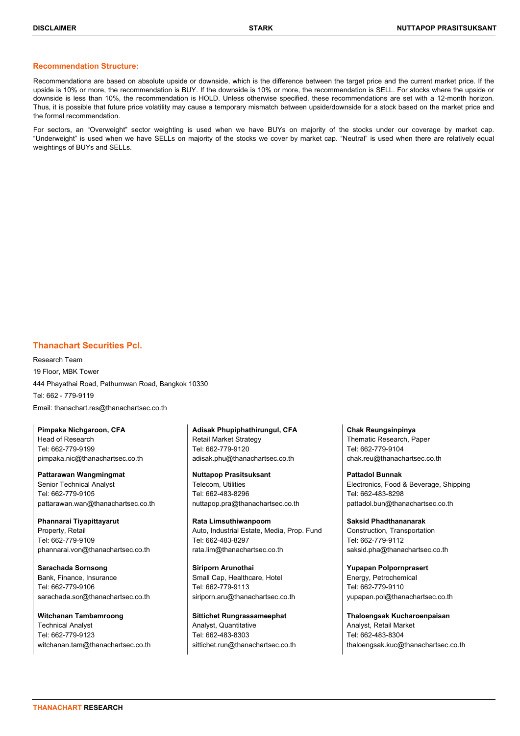### Recommendation Structure:

Recommendations are based on absolute upside or downside, which is the difference between the target price and the current market price. If the upside is 10% or more, the recommendation is BUY. If the downside is 10% or more, the recommendation is SELL. For stocks where the upside or downside is less than 10%, the recommendation is HOLD. Unless otherwise specified, these recommendations are set with a 12-month horizon. Thus, it is possible that future price volatility may cause a temporary mismatch between upside/downside for a stock based on the market price and the formal recommendation.

For sectors, an "Overweight" sector weighting is used when we have BUYs on majority of the stocks under our coverage by market cap. "Underweight" is used when we have SELLs on majority of the stocks we cover by market cap. "Neutral" is used when there are relatively equal weightings of BUYs and SELLs.

## Thanachart Securities Pcl.

Research Team
19 Floor, MBK Tower
444 Phayathai Road, Pathumwan Road, Bangkok 10330
Tel: 662 - 779-9119
Email: thanachart.res@thanachartsec.co.th

**Pimpaka Nichgaroon, CFA**
Head of Research
Tel: 662-779-9199
pimpaka.nic@thanachartsec.co.th

**Pattarawan Wangmingmat**
Senior Technical Analyst
Tel: 662-779-9105
pattarawan.wan@thanachartsec.co.th

**Phannarai Tiyapittayarut**
Property, Retail
Tel: 662-779-9109
phannarai.von@thanachartsec.co.th

**Sarachada Sornsong**
Bank, Finance, Insurance
Tel: 662-779-9106
sarachada.sor@thanachartsec.co.th

**Witchanan Tambamroong**
Technical Analyst
Tel: 662-779-9123
witchanan.tam@thanachartsec.co.th

**Adisak Phupiphathirungul, CFA**
Retail Market Strategy
Tel: 662-779-9120
adisak.phu@thanachartsec.co.th

**Nuttapop Prasitsuksant**
Telecom, Utilities
Tel: 662-483-8296
nuttapop.pra@thanachartsec.co.th

**Rata Limsuthiwanpoom**
Auto, Industrial Estate, Media, Prop. Fund
Tel: 662-483-8297
rata.lim@thanachartsec.co.th

**Siriporn Arunothai**
Small Cap, Healthcare, Hotel
Tel: 662-779-9113
siriporn.aru@thanachartsec.co.th

**Sittichet Rungrassameephat**
Analyst, Quantitative
Tel: 662-483-8303
sittichet.run@thanachartsec.co.th

**Chak Reungsinpinya**
Thematic Research, Paper
Tel: 662-779-9104
chak.reu@thanachartsec.co.th

**Pattadol Bunnak**
Electronics, Food & Beverage, Shipping
Tel: 662-483-8298
pattadol.bun@thanachartsec.co.th

**Saksid Phadthananarak**
Construction, Transportation
Tel: 662-779-9112
saksid.pha@thanachartsec.co.th

**Yupapan Polpornprasert**
Energy, Petrochemical
Tel: 662-779-9110
yupapan.pol@thanachartsec.co.th

**Thaloengsak Kucharoenpaisan**
Analyst, Retail Market
Tel: 662-483-8304
thaloengsak.kuc@thanachartsec.co.th